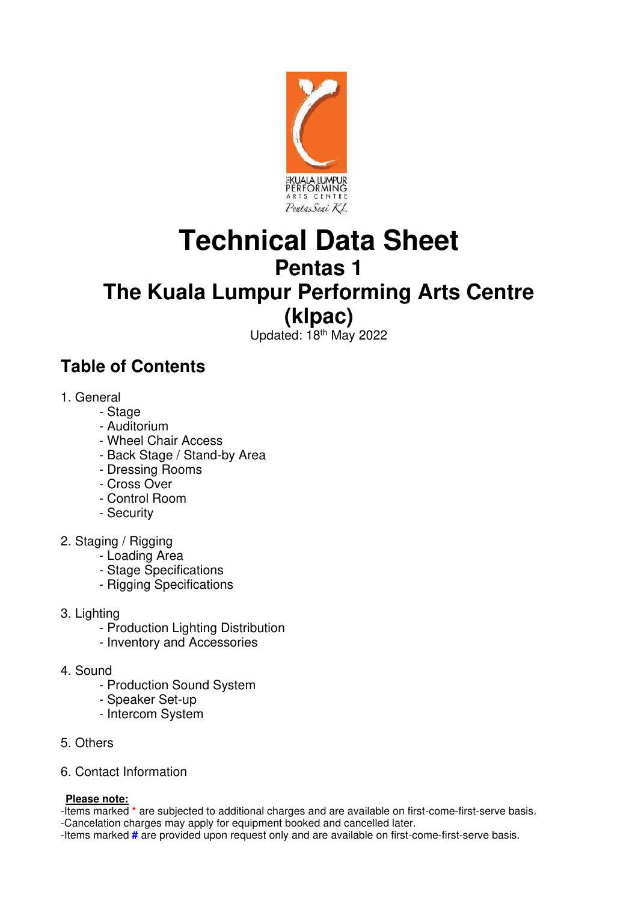# Technical Data Sheet

## Pentas 1

## The Kuala Lumpur Performing Arts Centre (klpac)

Updated: 18th May 2022

## Table of Contents

1. General
   - Stage
   - Auditorium
   - Wheel Chair Access
   - Back Stage / Stand-by Area
   - Dressing Rooms
   - Cross Over
   - Control Room
   - Security

2. Staging / Rigging
   - Loading Area
   - Stage Specifications
   - Rigging Specifications

3. Lighting
   - Production Lighting Distribution
   - Inventory and Accessories

4. Sound
   - Production Sound System
   - Speaker Set-up
   - Intercom System

5. Others

6. Contact Information

**Please note:**

-Items marked * are subjected to additional charges and are available on first-come-first-serve basis.
-Cancelation charges may apply for equipment booked and cancelled later.
-Items marked # are provided upon request only and are available on first-come-first-serve basis.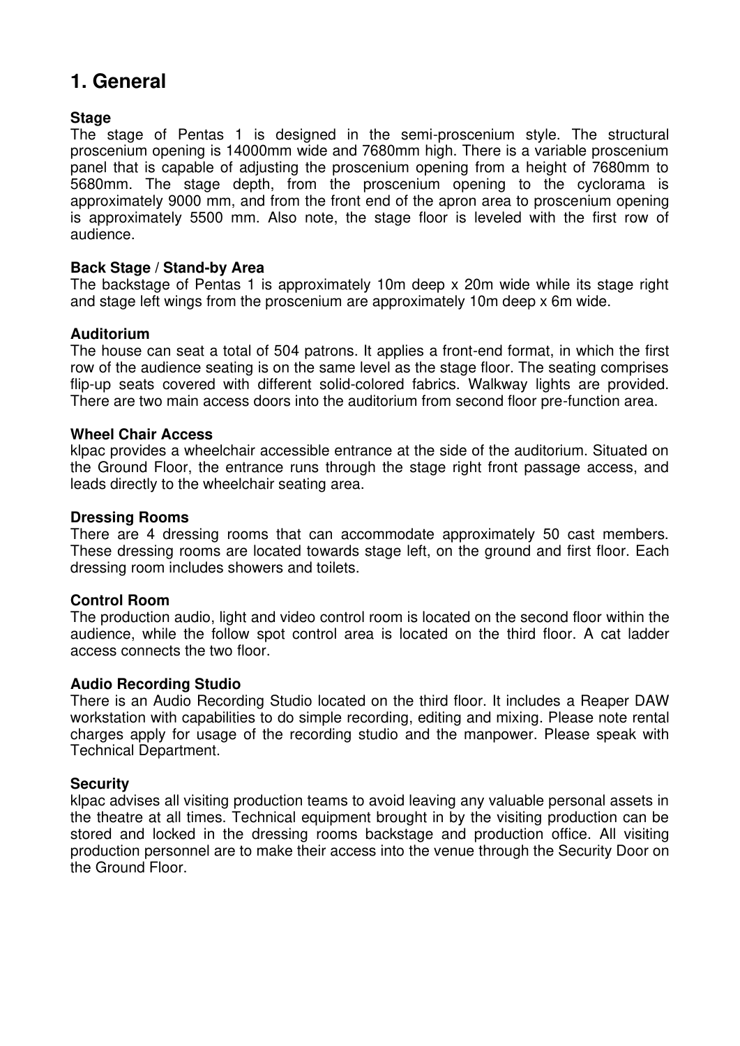# 1. General

**Stage**

The stage of Pentas 1 is designed in the semi-proscenium style. The structural proscenium opening is 14000mm wide and 7680mm high. There is a variable proscenium panel that is capable of adjusting the proscenium opening from a height of 7680mm to 5680mm. The stage depth, from the proscenium opening to the cyclorama is approximately 9000 mm, and from the front end of the apron area to proscenium opening is approximately 5500 mm. Also note, the stage floor is leveled with the first row of audience.

**Back Stage / Stand-by Area**

The backstage of Pentas 1 is approximately 10m deep x 20m wide while its stage right and stage left wings from the proscenium are approximately 10m deep x 6m wide.

**Auditorium**

The house can seat a total of 504 patrons. It applies a front-end format, in which the first row of the audience seating is on the same level as the stage floor. The seating comprises flip-up seats covered with different solid-colored fabrics. Walkway lights are provided. There are two main access doors into the auditorium from second floor pre-function area.

**Wheel Chair Access**

klpac provides a wheelchair accessible entrance at the side of the auditorium. Situated on the Ground Floor, the entrance runs through the stage right front passage access, and leads directly to the wheelchair seating area.

**Dressing Rooms**

There are 4 dressing rooms that can accommodate approximately 50 cast members. These dressing rooms are located towards stage left, on the ground and first floor. Each dressing room includes showers and toilets.

**Control Room**

The production audio, light and video control room is located on the second floor within the audience, while the follow spot control area is located on the third floor. A cat ladder access connects the two floor.

**Audio Recording Studio**

There is an Audio Recording Studio located on the third floor. It includes a Reaper DAW workstation with capabilities to do simple recording, editing and mixing. Please note rental charges apply for usage of the recording studio and the manpower. Please speak with Technical Department.

**Security**

klpac advises all visiting production teams to avoid leaving any valuable personal assets in the theatre at all times. Technical equipment brought in by the visiting production can be stored and locked in the dressing rooms backstage and production office. All visiting production personnel are to make their access into the venue through the Security Door on the Ground Floor.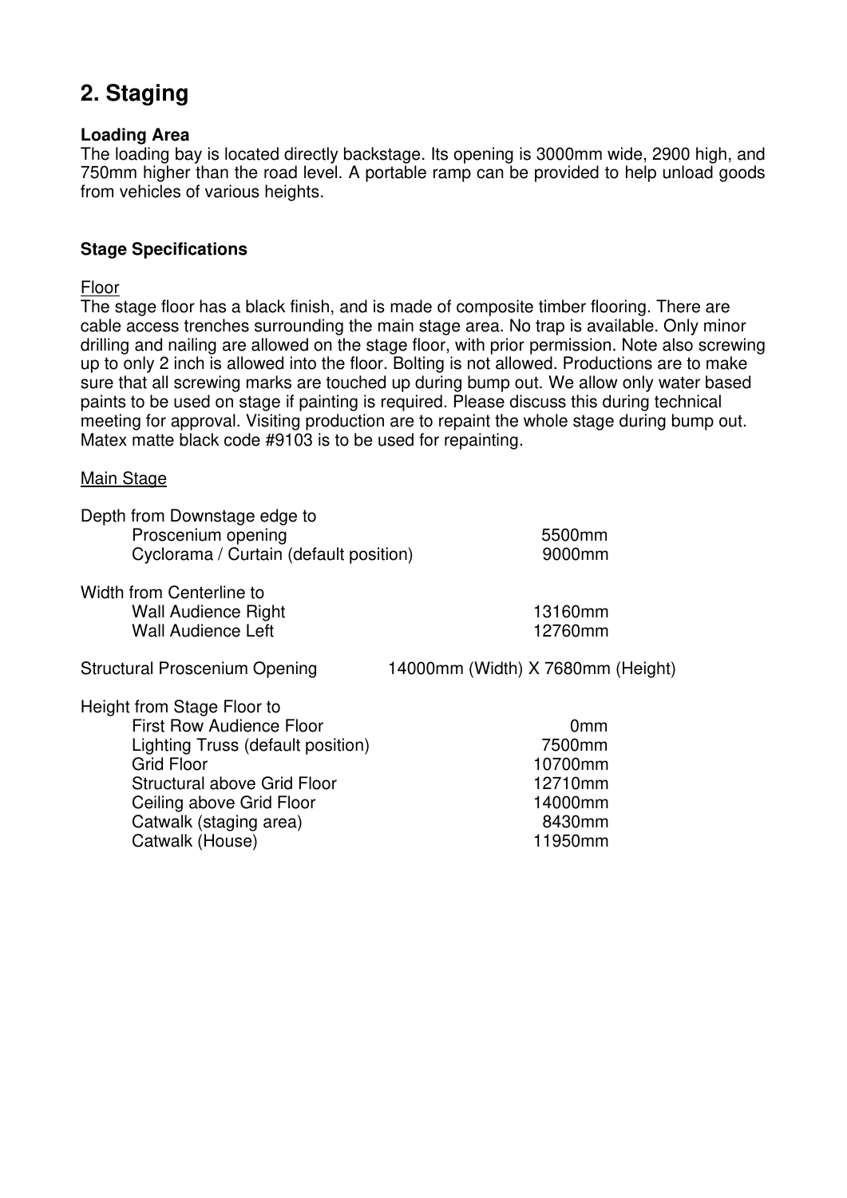## 2. Staging

**Loading Area**

The loading bay is located directly backstage. Its opening is 3000mm wide, 2900 high, and 750mm higher than the road level. A portable ramp can be provided to help unload goods from vehicles of various heights.

**Stage Specifications**

Floor

The stage floor has a black finish, and is made of composite timber flooring. There are cable access trenches surrounding the main stage area. No trap is available. Only minor drilling and nailing are allowed on the stage floor, with prior permission. Note also screwing up to only 2 inch is allowed into the floor. Bolting is not allowed. Productions are to make sure that all screwing marks are touched up during bump out. We allow only water based paints to be used on stage if painting is required. Please discuss this during technical meeting for approval. Visiting production are to repaint the whole stage during bump out. Matex matte black code #9103 is to be used for repainting.

Main Stage

| | |
|---|---|
| **Depth from Downstage edge to** | |
| Proscenium opening | 5500mm |
| Cyclorama / Curtain (default position) | 9000mm |
| **Width from Centerline to** | |
| Wall Audience Right | 13160mm |
| Wall Audience Left | 12760mm |
| **Structural Proscenium Opening** | 14000mm (Width) X 7680mm (Height) |
| **Height from Stage Floor to** | |
| First Row Audience Floor | 0mm |
| Lighting Truss (default position) | 7500mm |
| Grid Floor | 10700mm |
| Structural above Grid Floor | 12710mm |
| Ceiling above Grid Floor | 14000mm |
| Catwalk (staging area) | 8430mm |
| Catwalk (House) | 11950mm |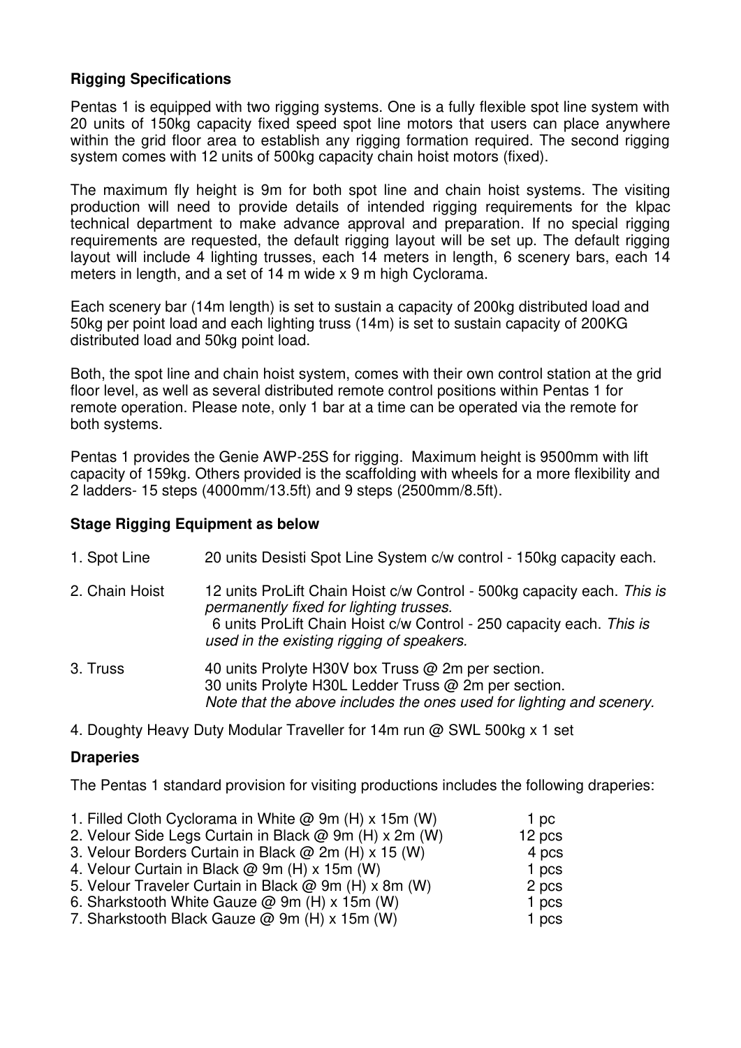**Rigging Specifications**

Pentas 1 is equipped with two rigging systems. One is a fully flexible spot line system with 20 units of 150kg capacity fixed speed spot line motors that users can place anywhere within the grid floor area to establish any rigging formation required. The second rigging system comes with 12 units of 500kg capacity chain hoist motors (fixed).

The maximum fly height is 9m for both spot line and chain hoist systems. The visiting production will need to provide details of intended rigging requirements for the klpac technical department to make advance approval and preparation. If no special rigging requirements are requested, the default rigging layout will be set up. The default rigging layout will include 4 lighting trusses, each 14 meters in length, 6 scenery bars, each 14 meters in length, and a set of 14 m wide x 9 m high Cyclorama.

Each scenery bar (14m length) is set to sustain a capacity of 200kg distributed load and 50kg per point load and each lighting truss (14m) is set to sustain capacity of 200KG distributed load and 50kg point load.

Both, the spot line and chain hoist system, comes with their own control station at the grid floor level, as well as several distributed remote control positions within Pentas 1 for remote operation. Please note, only 1 bar at a time can be operated via the remote for both systems.

Pentas 1 provides the Genie AWP-25S for rigging. Maximum height is 9500mm with lift capacity of 159kg. Others provided is the scaffolding with wheels for a more flexibility and 2 ladders- 15 steps (4000mm/13.5ft) and 9 steps (2500mm/8.5ft).

**Stage Rigging Equipment as below**

| | |
|---|---|
| 1. Spot Line | 20 units Desisti Spot Line System c/w control - 150kg capacity each. |
| 2. Chain Hoist | 12 units ProLift Chain Hoist c/w Control - 500kg capacity each. *This is permanently fixed for lighting trusses.* 6 units ProLift Chain Hoist c/w Control - 250 capacity each. *This is used in the existing rigging of speakers.* |
| 3. Truss | 40 units Prolyte H30V box Truss @ 2m per section. 30 units Prolyte H30L Ledder Truss @ 2m per section. *Note that the above includes the ones used for lighting and scenery.* |

4. Doughty Heavy Duty Modular Traveller for 14m run @ SWL 500kg x 1 set

**Draperies**

The Pentas 1 standard provision for visiting productions includes the following draperies:

| | |
|---|---|
| 1. Filled Cloth Cyclorama in White @ 9m (H) x 15m (W) | 1 pc |
| 2. Velour Side Legs Curtain in Black @ 9m (H) x 2m (W) | 12 pcs |
| 3. Velour Borders Curtain in Black @ 2m (H) x 15 (W) | 4 pcs |
| 4. Velour Curtain in Black @ 9m (H) x 15m (W) | 1 pcs |
| 5. Velour Traveler Curtain in Black @ 9m (H) x 8m (W) | 2 pcs |
| 6. Sharkstooth White Gauze @ 9m (H) x 15m (W) | 1 pcs |
| 7. Sharkstooth Black Gauze @ 9m (H) x 15m (W) | 1 pcs |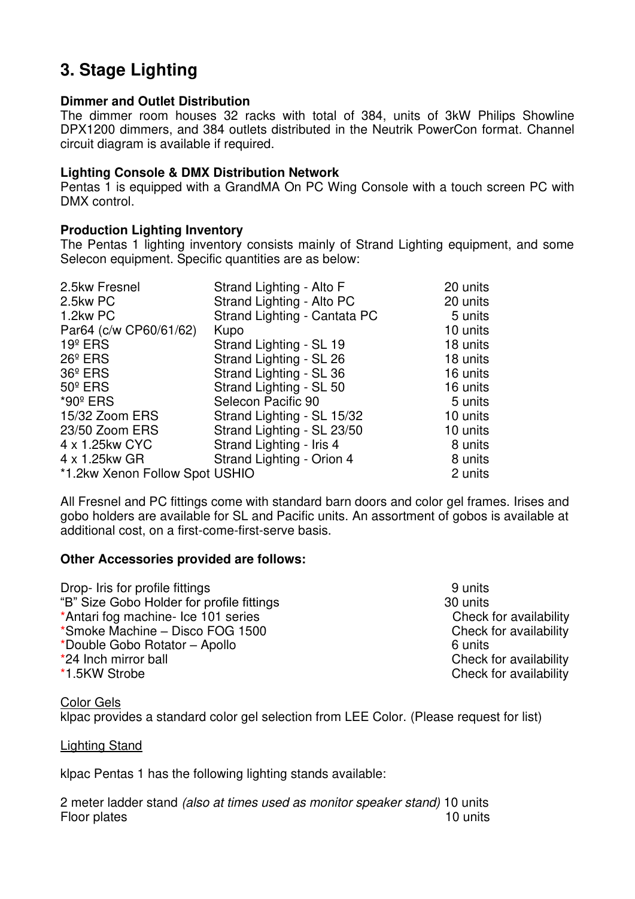# 3. Stage Lighting

**Dimmer and Outlet Distribution**
The dimmer room houses 32 racks with total of 384, units of 3kW Philips Showline DPX1200 dimmers, and 384 outlets distributed in the Neutrik PowerCon format. Channel circuit diagram is available if required.

**Lighting Console & DMX Distribution Network**
Pentas 1 is equipped with a GrandMA On PC Wing Console with a touch screen PC with DMX control.

**Production Lighting Inventory**
The Pentas 1 lighting inventory consists mainly of Strand Lighting equipment, and some Selecon equipment. Specific quantities are as below:

| | | |
|---|---|---|
| 2.5kw Fresnel | Strand Lighting - Alto F | 20 units |
| 2.5kw PC | Strand Lighting - Alto PC | 20 units |
| 1.2kw PC | Strand Lighting - Cantata PC | 5 units |
| Par64 (c/w CP60/61/62) | Kupo | 10 units |
| 19º ERS | Strand Lighting - SL 19 | 18 units |
| 26º ERS | Strand Lighting - SL 26 | 18 units |
| 36º ERS | Strand Lighting - SL 36 | 16 units |
| 50º ERS | Strand Lighting - SL 50 | 16 units |
| *90º ERS | Selecon Pacific 90 | 5 units |
| 15/32 Zoom ERS | Strand Lighting - SL 15/32 | 10 units |
| 23/50 Zoom ERS | Strand Lighting - SL 23/50 | 10 units |
| 4 x 1.25kw CYC | Strand Lighting - Iris 4 | 8 units |
| 4 x 1.25kw GR | Strand Lighting - Orion 4 | 8 units |
| *1.2kw Xenon Follow Spot USHIO | | 2 units |

All Fresnel and PC fittings come with standard barn doors and color gel frames. Irises and gobo holders are available for SL and Pacific units. An assortment of gobos is available at additional cost, on a first-come-first-serve basis.

**Other Accessories provided are follows:**

| | |
|---|---|
| Drop- Iris for profile fittings | 9 units |
| "B" Size Gobo Holder for profile fittings | 30 units |
| *Antari fog machine- Ice 101 series | Check for availability |
| *Smoke Machine – Disco FOG 1500 | Check for availability |
| *Double Gobo Rotator – Apollo | 6 units |
| *24 Inch mirror ball | Check for availability |
| *1.5KW Strobe | Check for availability |

Color Gels
klpac provides a standard color gel selection from LEE Color. (Please request for list)

Lighting Stand

klpac Pentas 1 has the following lighting stands available:

| | |
|---|---|
| 2 meter ladder stand *(also at times used as monitor speaker stand)* | 10 units |
| Floor plates | 10 units |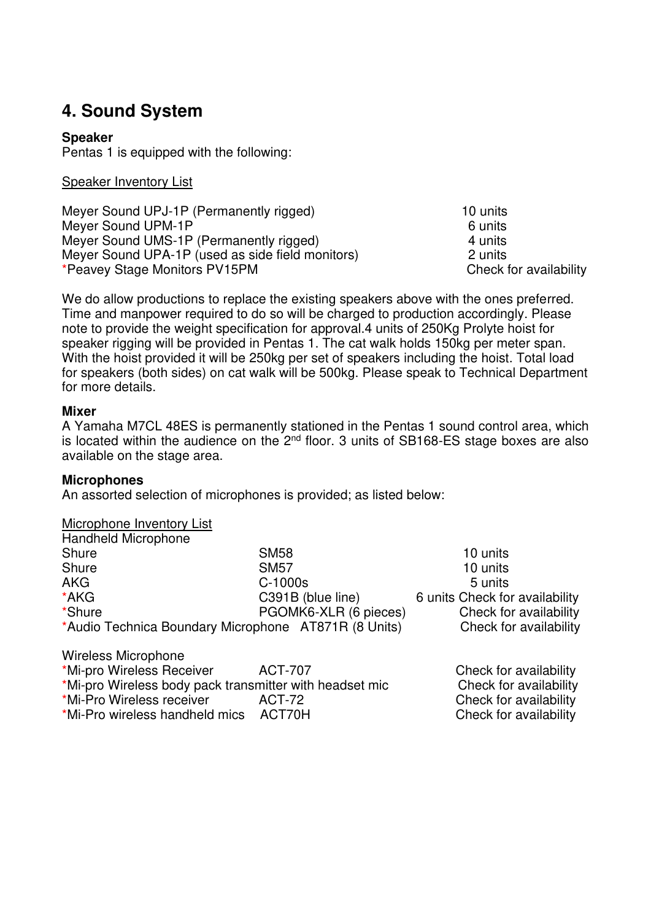## 4. Sound System

**Speaker**
Pentas 1 is equipped with the following:

Speaker Inventory List

| | |
|---|---|
| Meyer Sound UPJ-1P (Permanently rigged) | 10 units |
| Meyer Sound UPM-1P | 6 units |
| Meyer Sound UMS-1P (Permanently rigged) | 4 units |
| Meyer Sound UPA-1P (used as side field monitors) | 2 units |
| *Peavey Stage Monitors PV15PM | Check for availability |

We do allow productions to replace the existing speakers above with the ones preferred. Time and manpower required to do so will be charged to production accordingly. Please note to provide the weight specification for approval.4 units of 250Kg Prolyte hoist for speaker rigging will be provided in Pentas 1. The cat walk holds 150kg per meter span. With the hoist provided it will be 250kg per set of speakers including the hoist. Total load for speakers (both sides) on cat walk will be 500kg. Please speak to Technical Department for more details.

**Mixer**
A Yamaha M7CL 48ES is permanently stationed in the Pentas 1 sound control area, which is located within the audience on the 2nd floor. 3 units of SB168-ES stage boxes are also available on the stage area.

**Microphones**
An assorted selection of microphones is provided; as listed below:

Microphone Inventory List

Handheld Microphone

| | | |
|---|---|---|
| Shure | SM58 | 10 units |
| Shure | SM57 | 10 units |
| AKG | C-1000s | 5 units |
| *AKG | C391B (blue line) | 6 units Check for availability |
| *Shure | PGOMK6-XLR (6 pieces) | Check for availability |
| *Audio Technica Boundary Microphone | AT871R (8 Units) | Check for availability |

Wireless Microphone

| | | |
|---|---|---|
| *Mi-pro Wireless Receiver | ACT-707 | Check for availability |
| *Mi-pro Wireless body pack transmitter with headset mic | | Check for availability |
| *Mi-Pro Wireless receiver | ACT-72 | Check for availability |
| *Mi-Pro wireless handheld mics | ACT70H | Check for availability |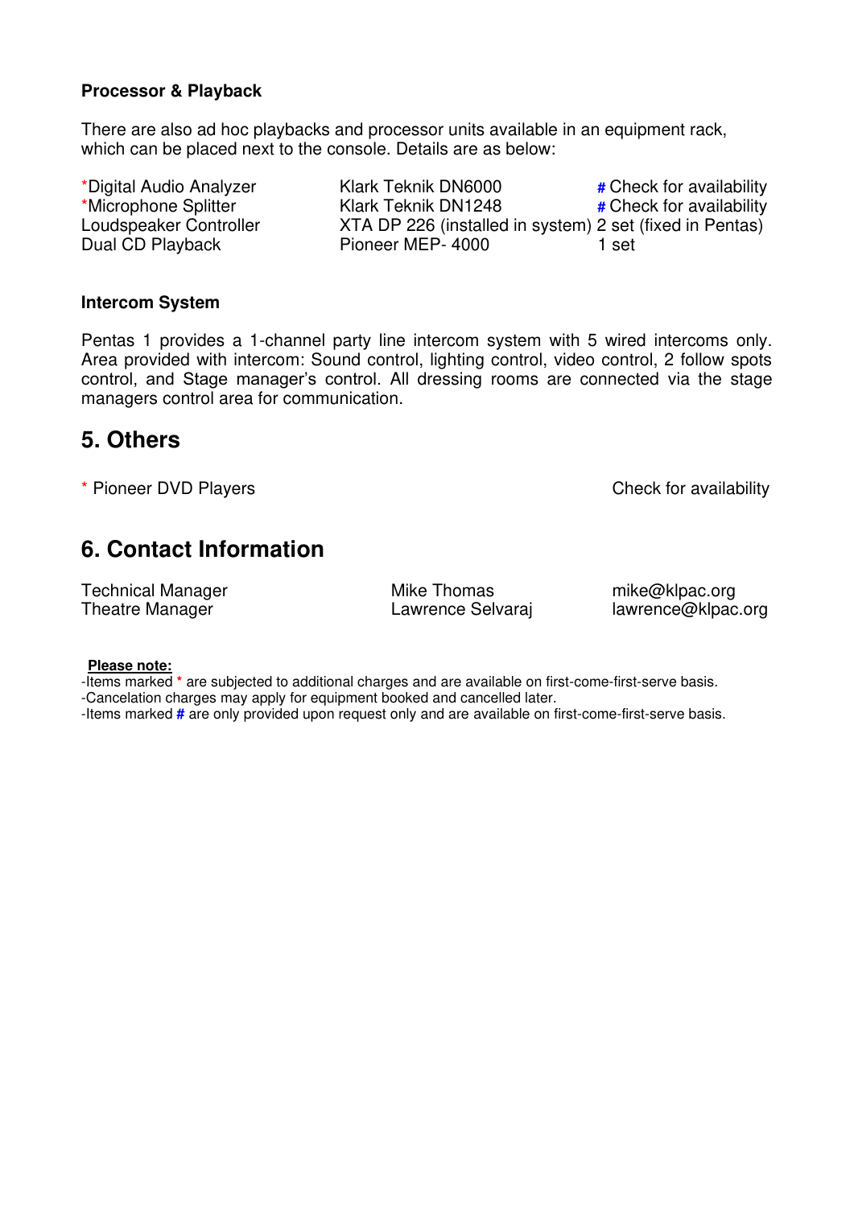**Processor & Playback**

There are also ad hoc playbacks and processor units available in an equipment rack, which can be placed next to the console. Details are as below:

| | | |
|---|---|---|
| *Digital Audio Analyzer | Klark Teknik DN6000 | # Check for availability |
| *Microphone Splitter | Klark Teknik DN1248 | # Check for availability |
| Loudspeaker Controller | XTA DP 226 (installed in system) | 2 set (fixed in Pentas) |
| Dual CD Playback | Pioneer MEP- 4000 | 1 set |

**Intercom System**

Pentas 1 provides a 1-channel party line intercom system with 5 wired intercoms only. Area provided with intercom: Sound control, lighting control, video control, 2 follow spots control, and Stage manager's control. All dressing rooms are connected via the stage managers control area for communication.

## 5. Others

| | |
|---|---|
| * Pioneer DVD Players | Check for availability |

## 6. Contact Information

| | | |
|---|---|---|
| Technical Manager | Mike Thomas | mike@klpac.org |
| Theatre Manager | Lawrence Selvaraj | lawrence@klpac.org |

**Please note:**

-Items marked * are subjected to additional charges and are available on first-come-first-serve basis.
-Cancelation charges may apply for equipment booked and cancelled later.
-Items marked # are only provided upon request only and are available on first-come-first-serve basis.